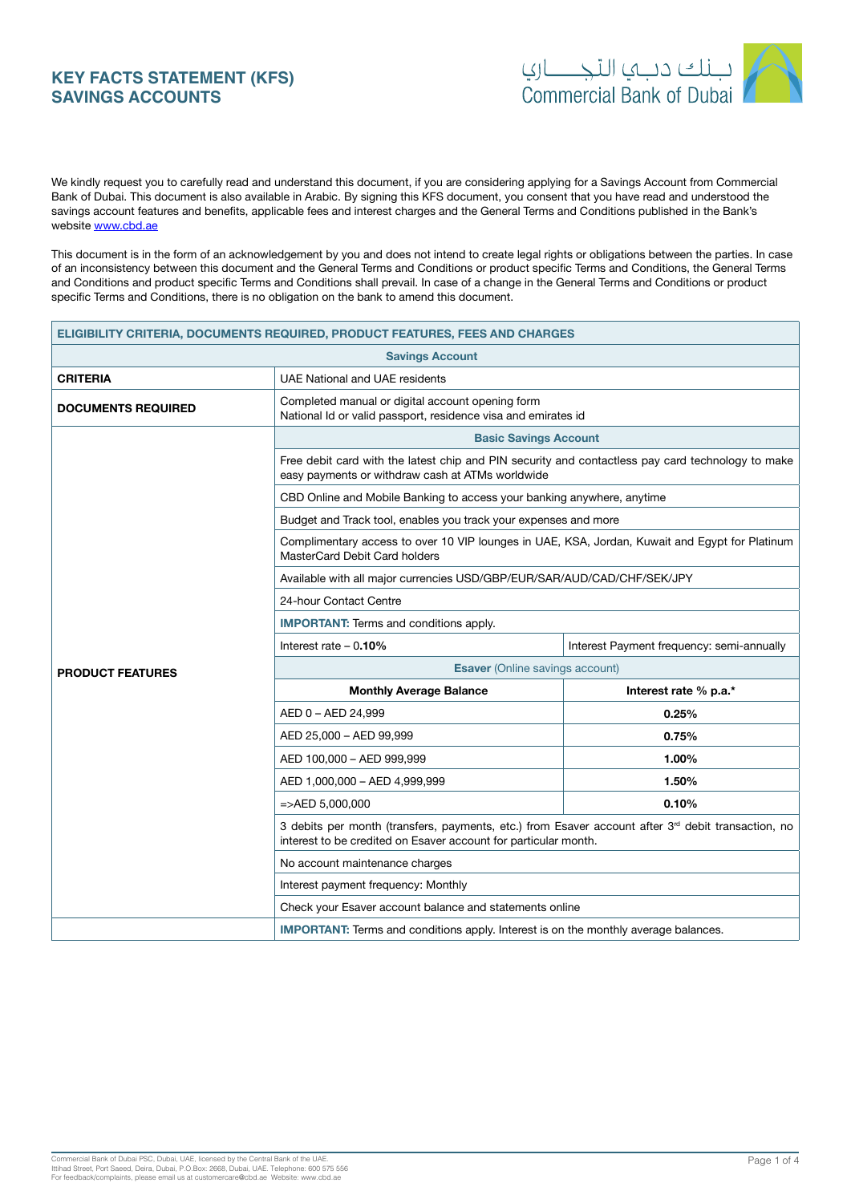# KEY FACTS STATEMENT (KFS) SAVINGS ACCOUNTS

بـنك دبـي التجـــاري
Commercial Bank of Dubai

We kindly request you to carefully read and understand this document, if you are considering applying for a Savings Account from Commercial Bank of Dubai. This document is also available in Arabic. By signing this KFS document, you consent that you have read and understood the savings account features and benefits, applicable fees and interest charges and the General Terms and Conditions published in the Bank's website [www.cbd.ae](www.cbd.ae)

This document is in the form of an acknowledgement by you and does not intend to create legal rights or obligations between the parties. In case of an inconsistency between this document and the General Terms and Conditions or product specific Terms and Conditions, the General Terms and Conditions and product specific Terms and Conditions shall prevail. In case of a change in the General Terms and Conditions or product specific Terms and Conditions, there is no obligation on the bank to amend this document.

| ELIGIBILITY CRITERIA, DOCUMENTS REQUIRED, PRODUCT FEATURES, FEES AND CHARGES | | |
|---|---|---|
| **Savings Account** | | |
| **CRITERIA** | UAE National and UAE residents | |
| **DOCUMENTS REQUIRED** | Completed manual or digital account opening form<br>National Id or valid passport, residence visa and emirates id | |
| **PRODUCT FEATURES** | **Basic Savings Account** | |
| | Free debit card with the latest chip and PIN security and contactless pay card technology to make easy payments or withdraw cash at ATMs worldwide | |
| | CBD Online and Mobile Banking to access your banking anywhere, anytime | |
| | Budget and Track tool, enables you track your expenses and more | |
| | Complimentary access to over 10 VIP lounges in UAE, KSA, Jordan, Kuwait and Egypt for Platinum MasterCard Debit Card holders | |
| | Available with all major currencies USD/GBP/EUR/SAR/AUD/CAD/CHF/SEK/JPY | |
| | 24-hour Contact Centre | |
| | **IMPORTANT:** Terms and conditions apply. | |
| | Interest rate – 0.**10%** | Interest Payment frequency: semi-annually |
| | **Esaver** (Online savings account) | |
| | **Monthly Average Balance** | **Interest rate % p.a.*** |
| | AED 0 – AED 24,999 | **0.25%** |
| | AED 25,000 – AED 99,999 | **0.75%** |
| | AED 100,000 – AED 999,999 | **1.00%** |
| | AED 1,000,000 – AED 4,999,999 | **1.50%** |
| | =>AED 5,000,000 | **0.10%** |
| | 3 debits per month (transfers, payments, etc.) from Esaver account after 3rd debit transaction, no interest to be credited on Esaver account for particular month. | |
| | No account maintenance charges | |
| | Interest payment frequency: Monthly | |
| | Check your Esaver account balance and statements online | |
| | **IMPORTANT:** Terms and conditions apply. Interest is on the monthly average balances. | |

Commercial Bank of Dubai PSC, Dubai, UAE, licensed by the Central Bank of the UAE.
Ittihad Street, Port Saeed, Deira, Dubai, P.O.Box: 2668, Dubai, UAE. Telephone: 600 575 556
For feedback/complaints, please email us at customercare@cbd.ae Website: www.cbd.ae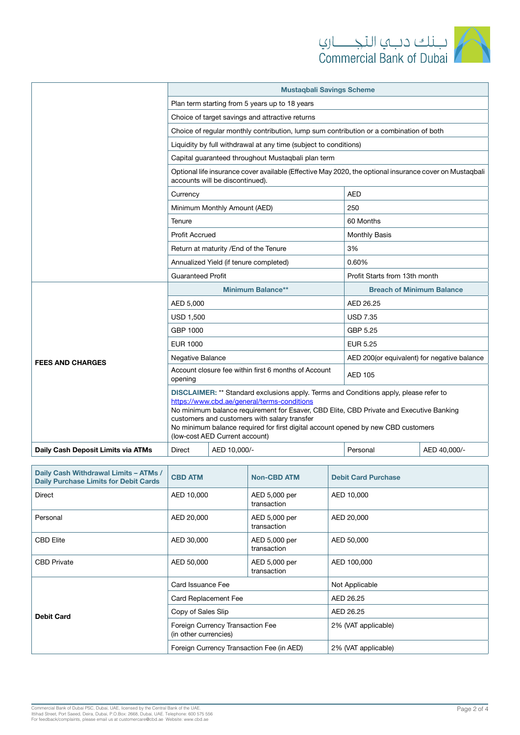|  | Mustaqbali Savings Scheme | | | |
|---|---|---|---|---|
|  | Plan term starting from 5 years up to 18 years | | | |
|  | Choice of target savings and attractive returns | | | |
|  | Choice of regular monthly contribution, lump sum contribution or a combination of both | | | |
|  | Liquidity by full withdrawal at any time (subject to conditions) | | | |
|  | Capital guaranteed throughout Mustaqbali plan term | | | |
|  | Optional life insurance cover available (Effective May 2020, the optional insurance cover on Mustaqbali accounts will be discontinued). | | | |
|  | Currency | | AED | |
|  | Minimum Monthly Amount (AED) | | 250 | |
|  | Tenure | | 60 Months | |
|  | Profit Accrued | | Monthly Basis | |
|  | Return at maturity /End of the Tenure | | 3% | |
|  | Annualized Yield (if tenure completed) | | 0.60% | |
|  | Guaranteed Profit | | Profit Starts from 13th month | |
| **FEES AND CHARGES** | **Minimum Balance**** | | **Breach of Minimum Balance** | |
|  | AED 5,000 | | AED 26.25 | |
|  | USD 1,500 | | USD 7.35 | |
|  | GBP 1000 | | GBP 5.25 | |
|  | EUR 1000 | | EUR 5.25 | |
|  | Negative Balance | | AED 200(or equivalent) for negative balance | |
|  | Account closure fee within first 6 months of Account opening | | AED 105 | |
|  | **DISCLAIMER:** ** Standard exclusions apply. Terms and Conditions apply, please refer to https://www.cbd.ae/general/terms-conditions No minimum balance requirement for Esaver, CBD Elite, CBD Private and Executive Banking customers and customers with salary transfer No minimum balance required for first digital account opened by new CBD customers (low-cost AED Current account) | | | |
| **Daily Cash Deposit Limits via ATMs** | Direct | AED 10,000/- | Personal | AED 40,000/- |

| Daily Cash Withdrawal Limits – ATMs / Daily Purchase Limits for Debit Cards | CBD ATM | Non-CBD ATM | Debit Card Purchase |
|---|---|---|---|
| Direct | AED 10,000 | AED 5,000 per transaction | AED 10,000 |
| Personal | AED 20,000 | AED 5,000 per transaction | AED 20,000 |
| CBD Elite | AED 30,000 | AED 5,000 per transaction | AED 50,000 |
| CBD Private | AED 50,000 | AED 5,000 per transaction | AED 100,000 |
| **Debit Card** | Card Issuance Fee | | Not Applicable |
|  | Card Replacement Fee | | AED 26.25 |
|  | Copy of Sales Slip | | AED 26.25 |
|  | Foreign Currency Transaction Fee (in other currencies) | | 2% (VAT applicable) |
|  | Foreign Currency Transaction Fee (in AED) | | 2% (VAT applicable) |

Commercial Bank of Dubai PSC, Dubai, UAE, licensed by the Central Bank of the UAE.
Ittihad Street, Port Saeed, Deira, Dubai, P.O.Box: 2668, Dubai, UAE. Telephone: 600 575 556
For feedback/complaints, please email us at customercare@cbd.ae Website: www.cbd.ae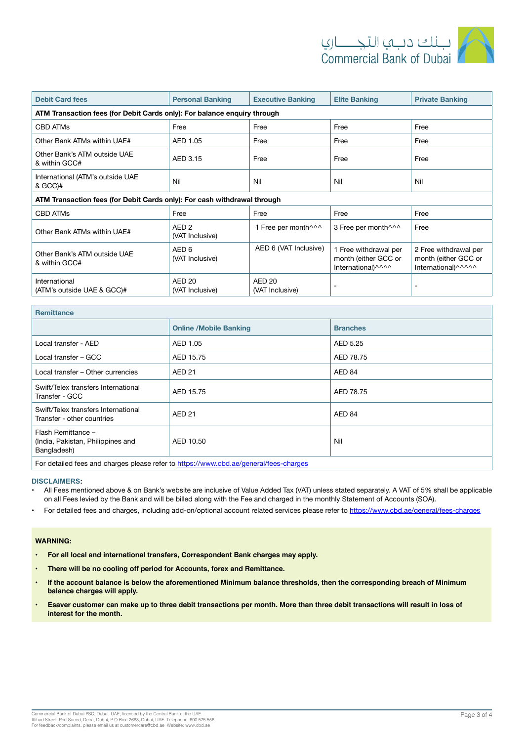| Debit Card fees | Personal Banking | Executive Banking | Elite Banking | Private Banking |
|---|---|---|---|---|
| **ATM Transaction fees (for Debit Cards only): For balance enquiry through** | | | | |
| CBD ATMs | Free | Free | Free | Free |
| Other Bank ATMs within UAE# | AED 1.05 | Free | Free | Free |
| Other Bank's ATM outside UAE & within GCC# | AED 3.15 | Free | Free | Free |
| International (ATM's outside UAE & GCC)# | Nil | Nil | Nil | Nil |
| **ATM Transaction fees (for Debit Cards only): For cash withdrawal through** | | | | |
| CBD ATMs | Free | Free | Free | Free |
| Other Bank ATMs within UAE# | AED 2 (VAT Inclusive) | 1 Free per month^^^ | 3 Free per month^^^ | Free |
| Other Bank's ATM outside UAE & within GCC# | AED 6 (VAT Inclusive) | AED 6 (VAT Inclusive) | 1 Free withdrawal per month (either GCC or International)^^^^ | 2 Free withdrawal per month (either GCC or International)^^^^^ |
| International (ATM's outside UAE & GCC)# | AED 20 (VAT Inclusive) | AED 20 (VAT Inclusive) | - | - |

| Remittance | | |
|---|---|---|
| | **Online /Mobile Banking** | **Branches** |
| Local transfer - AED | AED 1.05 | AED 5.25 |
| Local transfer – GCC | AED 15.75 | AED 78.75 |
| Local transfer – Other currencies | AED 21 | AED 84 |
| Swift/Telex transfers International Transfer - GCC | AED 15.75 | AED 78.75 |
| Swift/Telex transfers International Transfer - other countries | AED 21 | AED 84 |
| Flash Remittance – (India, Pakistan, Philippines and Bangladesh) | AED 10.50 | Nil |
| For detailed fees and charges please refer to https://www.cbd.ae/general/fees-charges | | |

**DISCLAIMERS:**

- All Fees mentioned above & on Bank's website are inclusive of Value Added Tax (VAT) unless stated separately. A VAT of 5% shall be applicable on all Fees levied by the Bank and will be billed along with the Fee and charged in the monthly Statement of Accounts (SOA).
- For detailed fees and charges, including add-on/optional account related services please refer to https://www.cbd.ae/general/fees-charges

**WARNING:**

- **For all local and international transfers, Correspondent Bank charges may apply.**
- **There will be no cooling off period for Accounts, forex and Remittance.**
- **If the account balance is below the aforementioned Minimum balance thresholds, then the corresponding breach of Minimum balance charges will apply.**
- **Esaver customer can make up to three debit transactions per month. More than three debit transactions will result in loss of interest for the month.**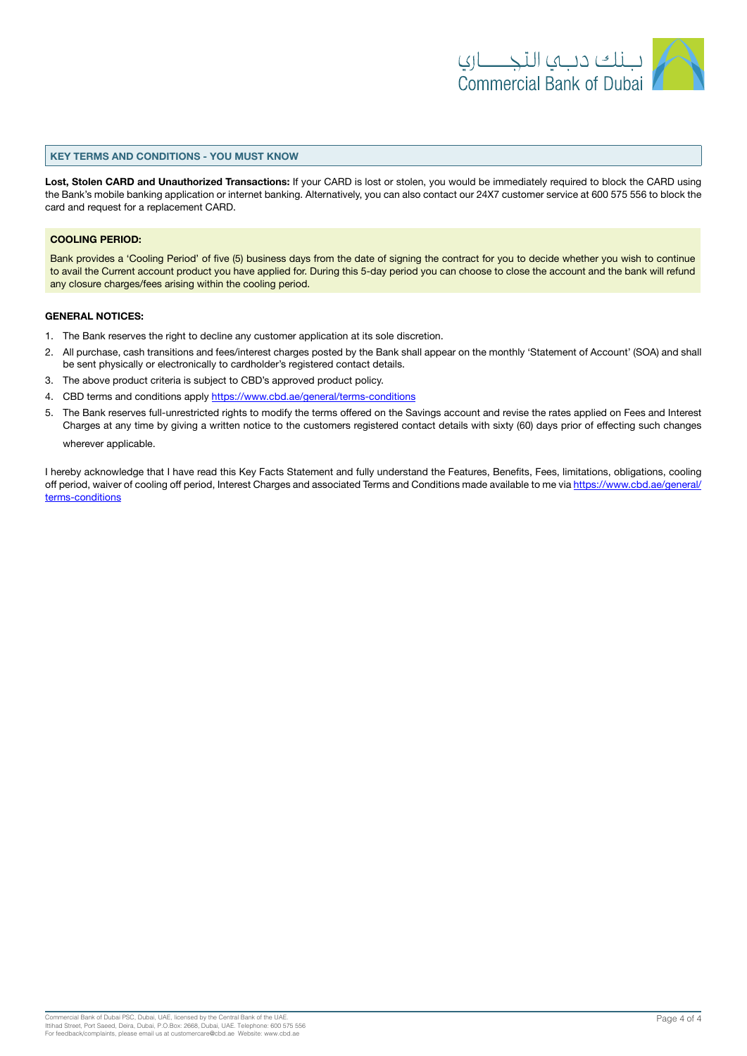## KEY TERMS AND CONDITIONS - YOU MUST KNOW

**Lost, Stolen CARD and Unauthorized Transactions:** If your CARD is lost or stolen, you would be immediately required to block the CARD using the Bank's mobile banking application or internet banking. Alternatively, you can also contact our 24X7 customer service at 600 575 556 to block the card and request for a replacement CARD.

### COOLING PERIOD:

Bank provides a 'Cooling Period' of five (5) business days from the date of signing the contract for you to decide whether you wish to continue to avail the Current account product you have applied for. During this 5-day period you can choose to close the account and the bank will refund any closure charges/fees arising within the cooling period.

### GENERAL NOTICES:

1. The Bank reserves the right to decline any customer application at its sole discretion.
2. All purchase, cash transitions and fees/interest charges posted by the Bank shall appear on the monthly 'Statement of Account' (SOA) and shall be sent physically or electronically to cardholder's registered contact details.
3. The above product criteria is subject to CBD's approved product policy.
4. CBD terms and conditions apply https://www.cbd.ae/general/terms-conditions
5. The Bank reserves full-unrestricted rights to modify the terms offered on the Savings account and revise the rates applied on Fees and Interest Charges at any time by giving a written notice to the customers registered contact details with sixty (60) days prior of effecting such changes wherever applicable.

I hereby acknowledge that I have read this Key Facts Statement and fully understand the Features, Benefits, Fees, limitations, obligations, cooling off period, waiver of cooling off period, Interest Charges and associated Terms and Conditions made available to me via https://www.cbd.ae/general/terms-conditions

Commercial Bank of Dubai PSC, Dubai, UAE, licensed by the Central Bank of the UAE.
Ittihad Street, Port Saeed, Deira, Dubai, P.O.Box: 2668, Dubai, UAE. Telephone: 600 575 556
For feedback/complaints, please email us at customercare@cbd.ae Website: www.cbd.ae